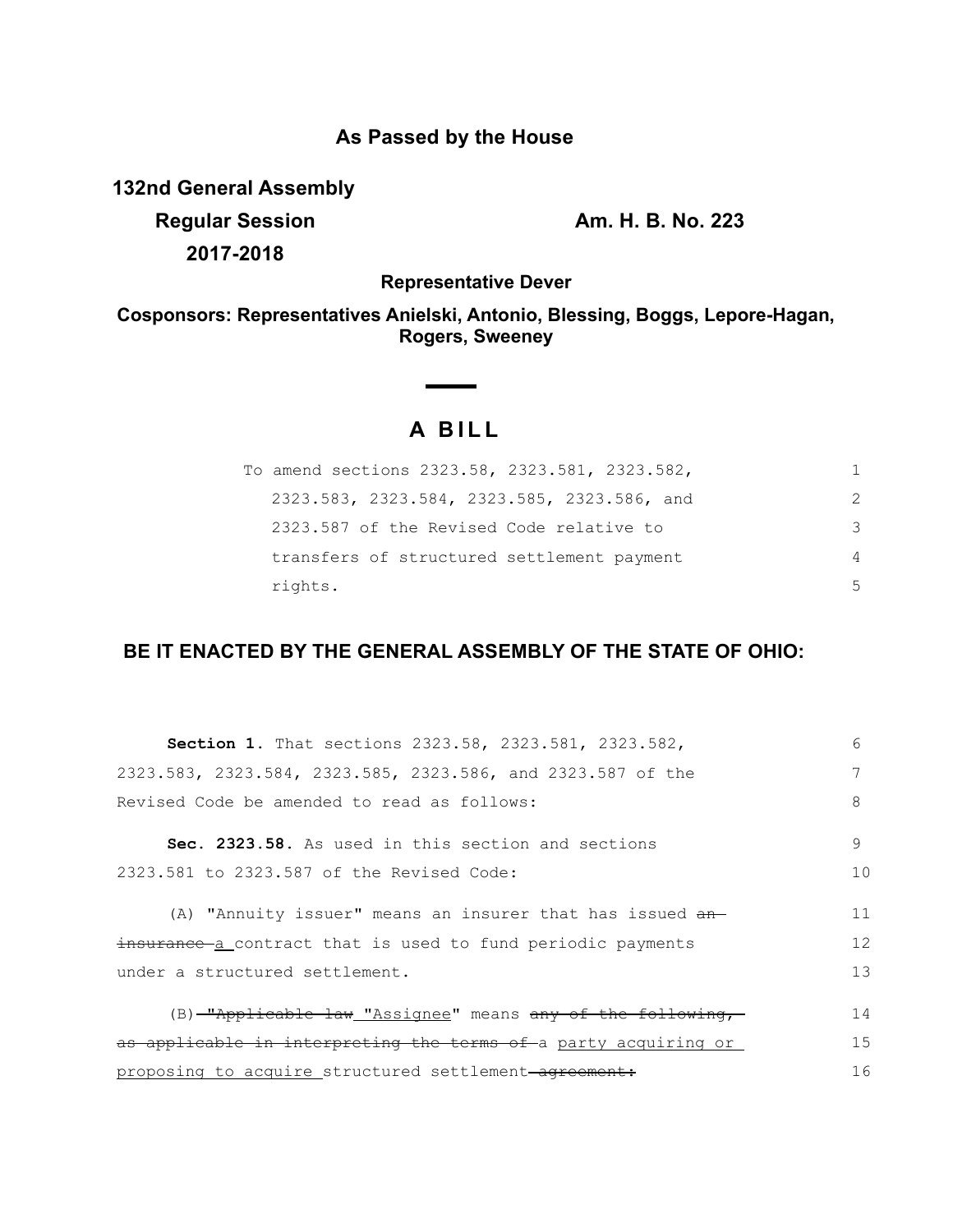**As Passed by the House**

**132nd General Assembly**

**Regular Session**

**2017-2018**

**Am. H. B. No. 223**

**Representative Dever**

**Cosponsors: Representatives Anielski, Antonio, Blessing, Boggs, Lepore-Hagan, Rogers, Sweeney**

# A BILL

To amend sections 2323.58, 2323.581, 2323.582, 2323.583, 2323.584, 2323.585, 2323.586, and 2323.587 of the Revised Code relative to transfers of structured settlement payment rights.

## BE IT ENACTED BY THE GENERAL ASSEMBLY OF THE STATE OF OHIO:

**Section 1.** That sections 2323.58, 2323.581, 2323.582, 2323.583, 2323.584, 2323.585, 2323.586, and 2323.587 of the Revised Code be amended to read as follows:

**Sec. 2323.58.** As used in this section and sections 2323.581 to 2323.587 of the Revised Code:

(A) "Annuity issuer" means an insurer that has issued ~~an insurance~~ a contract that is used to fund periodic payments under a structured settlement.

(B) ~~"Applicable law~~ "Assignee" means ~~any of the following, as applicable in interpreting the terms of~~ a party acquiring or proposing to acquire structured settlement ~~agreement:~~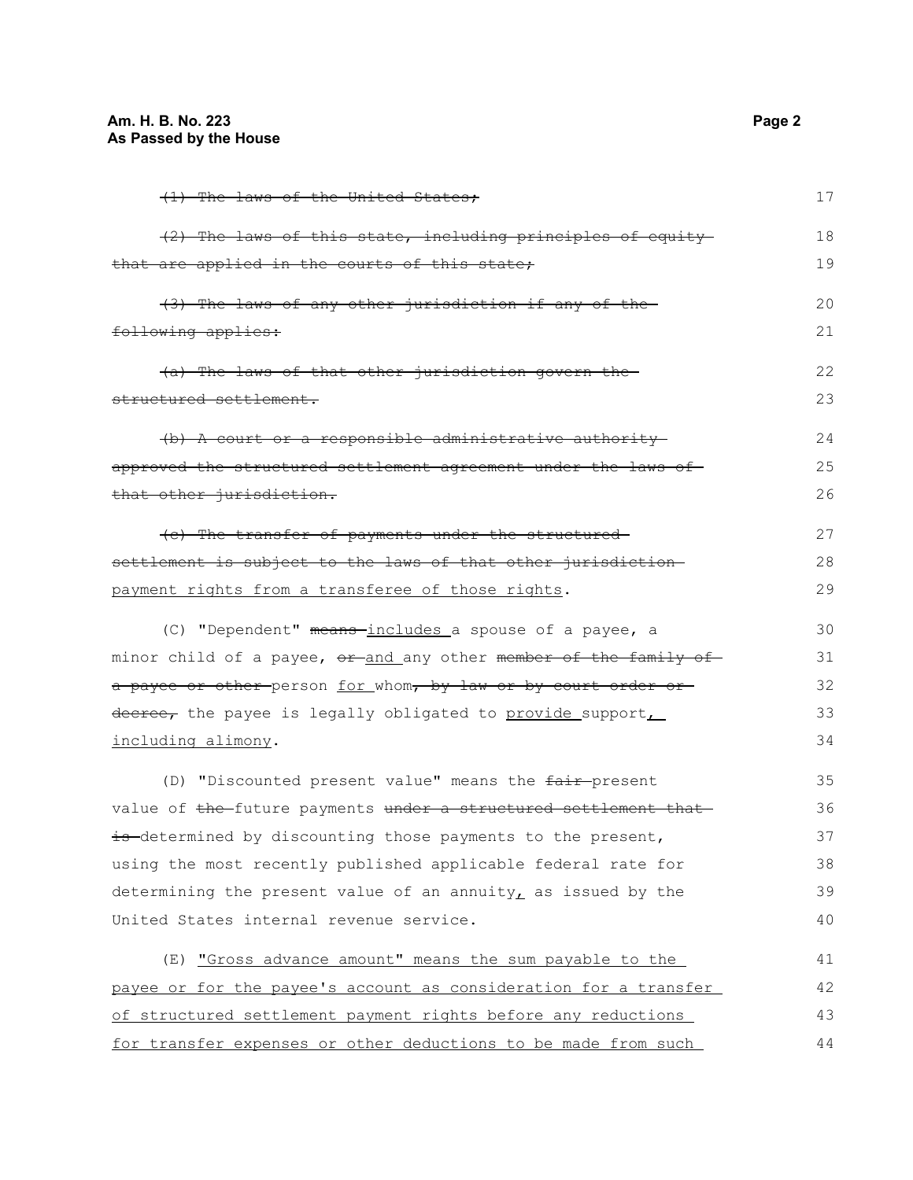~~(1) The laws of the United States;~~

~~(2) The laws of this state, including principles of equity that are applied in the courts of this state;~~

~~(3) The laws of any other jurisdiction if any of the following applies:~~

~~(a) The laws of that other jurisdiction govern the structured settlement.~~

~~(b) A court or a responsible administrative authority approved the structured settlement agreement under the laws of that other jurisdiction.~~

~~(c) The transfer of payments under the structured settlement is subject to the laws of that other jurisdiction~~ <u>payment rights from a transferee of those rights</u>.

(C) "Dependent" ~~means~~ <u>includes</u> a spouse of a payee, a minor child of a payee, ~~or~~ <u>and</u> any other ~~member of the family of a payee or other~~ person <u>for</u> whom~~, by law or by court order or decree,~~ the payee is legally obligated to <u>provide</u> support<u>, including alimony</u>.

(D) "Discounted present value" means the ~~fair~~ present value of ~~the~~ future payments ~~under a structured settlement that is~~ determined by discounting those payments to the present, using the most recently published applicable federal rate for determining the present value of an annuity<u>,</u> as issued by the United States internal revenue service.

(E) <u>"Gross advance amount" means the sum payable to the payee or for the payee's account as consideration for a transfer of structured settlement payment rights before any reductions for transfer expenses or other deductions to be made from such</u>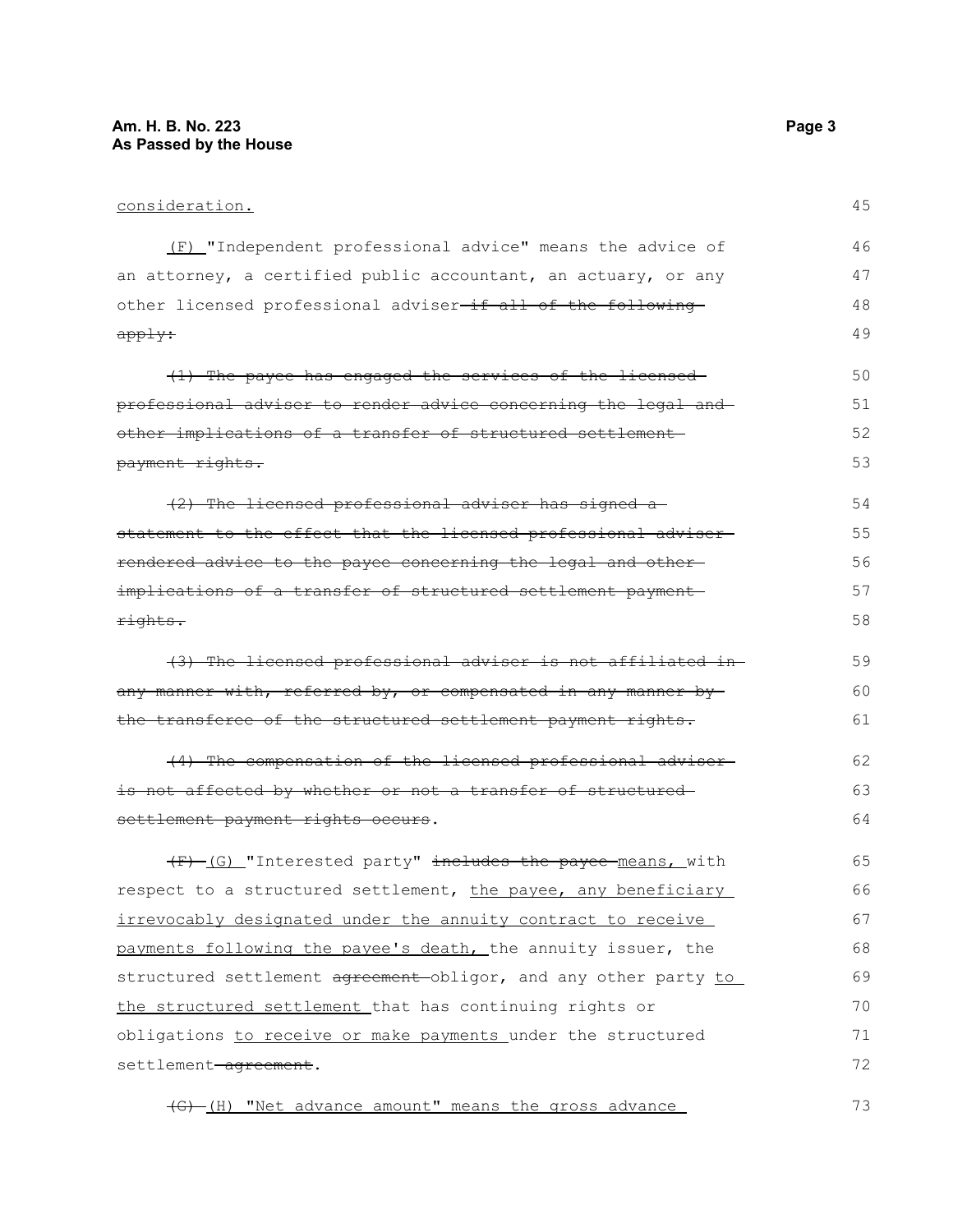consideration.

(F) "Independent professional advice" means the advice of an attorney, a certified public accountant, an actuary, or any other licensed professional adviser ~~if all of the following apply:~~

~~(1) The payee has engaged the services of the licensed professional adviser to render advice concerning the legal and other implications of a transfer of structured settlement payment rights.~~

~~(2) The licensed professional adviser has signed a statement to the effect that the licensed professional adviser rendered advice to the payee concerning the legal and other implications of a transfer of structured settlement payment rights.~~

~~(3) The licensed professional adviser is not affiliated in any manner with, referred by, or compensated in any manner by the transferee of the structured settlement payment rights.~~

~~(4) The compensation of the licensed professional adviser is not affected by whether or not a transfer of structured settlement payment rights occurs~~.

~~(F)~~ (G) "Interested party" ~~includes the payee~~ means, with respect to a structured settlement, the payee, any beneficiary irrevocably designated under the annuity contract to receive payments following the payee's death, the annuity issuer, the structured settlement ~~agreement~~ obligor, and any other party to the structured settlement that has continuing rights or obligations to receive or make payments under the structured settlement ~~agreement~~.

~~(G)~~ (H) "Net advance amount" means the gross advance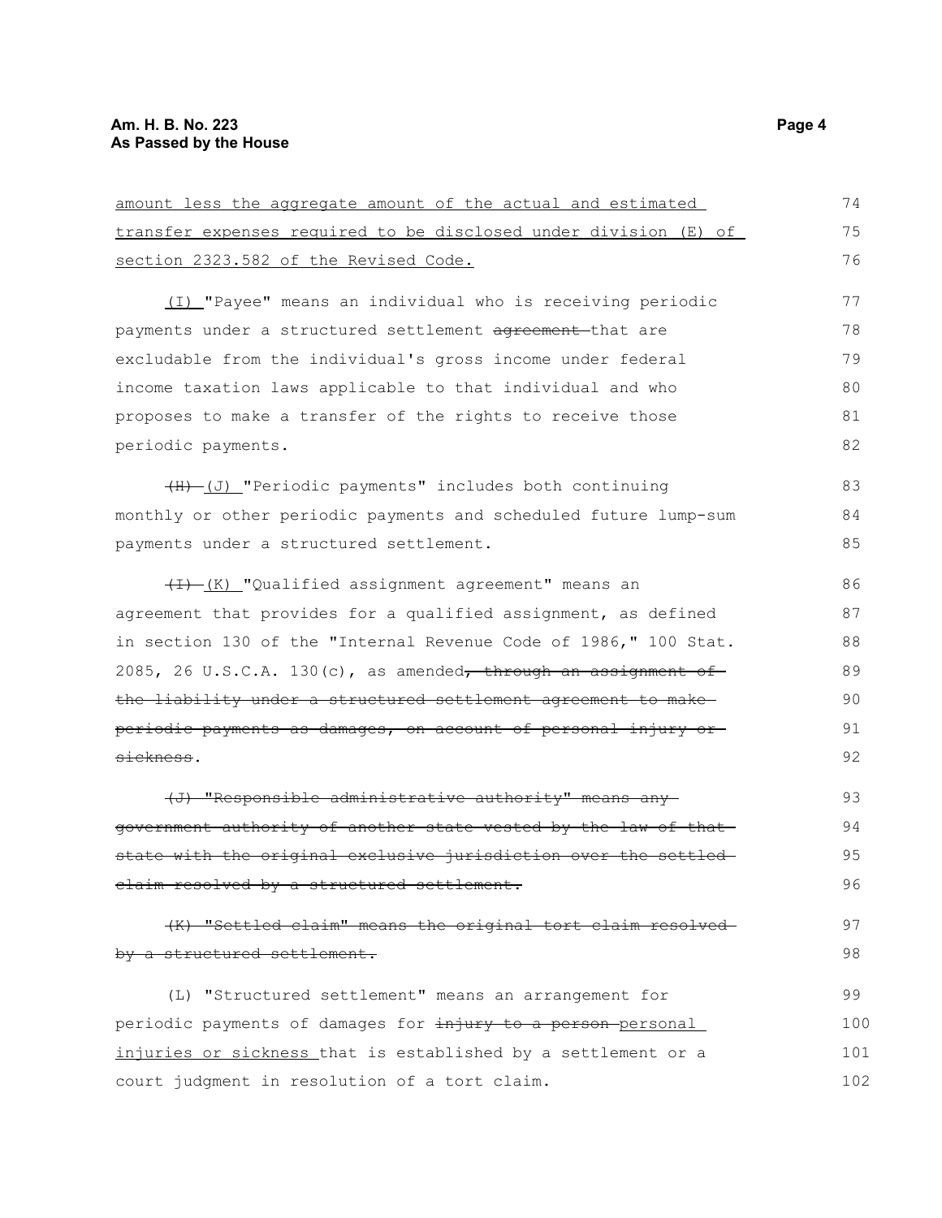amount less the aggregate amount of the actual and estimated transfer expenses required to be disclosed under division (E) of section 2323.582 of the Revised Code.

(I) "Payee" means an individual who is receiving periodic payments under a structured settlement ~~agreement~~ that are excludable from the individual's gross income under federal income taxation laws applicable to that individual and who proposes to make a transfer of the rights to receive those periodic payments.

~~(H)~~ (J) "Periodic payments" includes both continuing monthly or other periodic payments and scheduled future lump-sum payments under a structured settlement.

~~(I)~~ (K) "Qualified assignment agreement" means an agreement that provides for a qualified assignment, as defined in section 130 of the "Internal Revenue Code of 1986," 100 Stat. 2085, 26 U.S.C.A. 130(c), as amended~~, through an assignment of the liability under a structured settlement agreement to make periodic payments as damages, on account of personal injury or sickness~~.

~~(J) "Responsible administrative authority" means any government authority of another state vested by the law of that state with the original exclusive jurisdiction over the settled claim resolved by a structured settlement.~~

~~(K) "Settled claim" means the original tort claim resolved by a structured settlement.~~

(L) "Structured settlement" means an arrangement for periodic payments of damages for ~~injury to a person~~ personal injuries or sickness that is established by a settlement or a court judgment in resolution of a tort claim.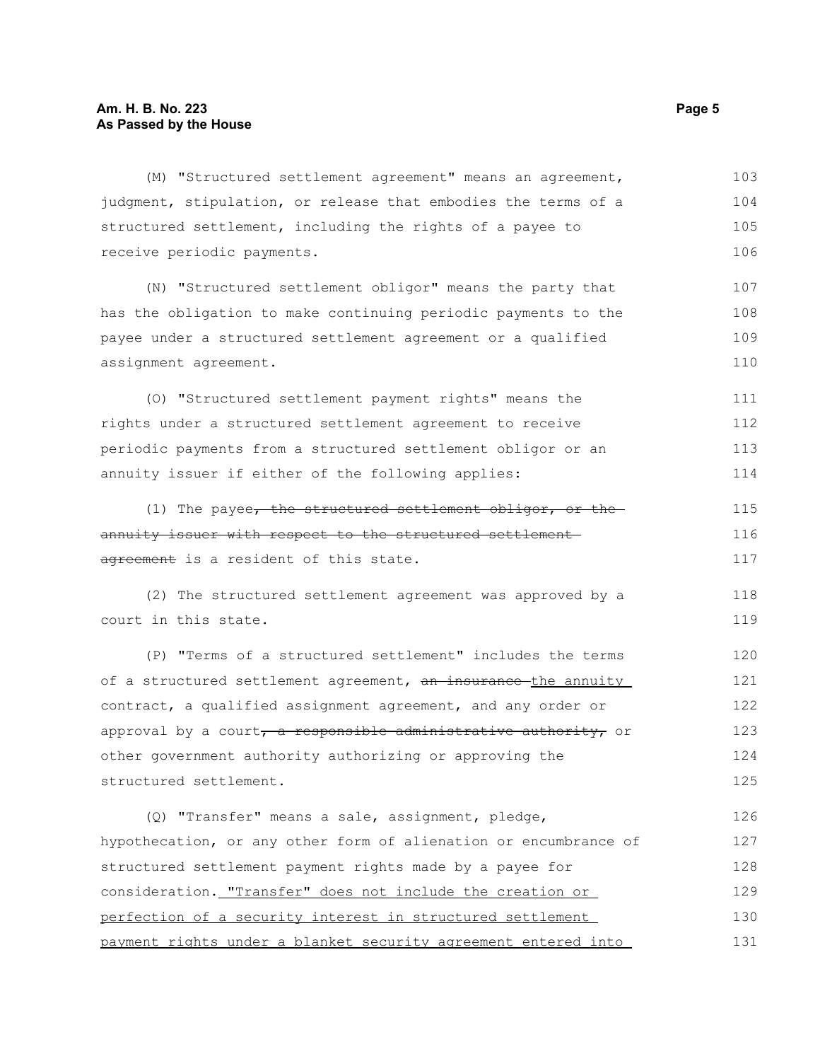(M) "Structured settlement agreement" means an agreement, judgment, stipulation, or release that embodies the terms of a structured settlement, including the rights of a payee to receive periodic payments.

(N) "Structured settlement obligor" means the party that has the obligation to make continuing periodic payments to the payee under a structured settlement agreement or a qualified assignment agreement.

(O) "Structured settlement payment rights" means the rights under a structured settlement agreement to receive periodic payments from a structured settlement obligor or an annuity issuer if either of the following applies:

(1) The payee~~, the structured settlement obligor, or the annuity issuer with respect to the structured settlement agreement~~ is a resident of this state.

(2) The structured settlement agreement was approved by a court in this state.

(P) "Terms of a structured settlement" includes the terms of a structured settlement agreement, ~~an insurance~~ <u>the annuity</u> contract, a qualified assignment agreement, and any order or approval by a court~~, a responsible administrative authority,~~ or other government authority authorizing or approving the structured settlement.

(Q) "Transfer" means a sale, assignment, pledge, hypothecation, or any other form of alienation or encumbrance of structured settlement payment rights made by a payee for consideration. <u>"Transfer" does not include the creation or perfection of a security interest in structured settlement payment rights under a blanket security agreement entered into</u>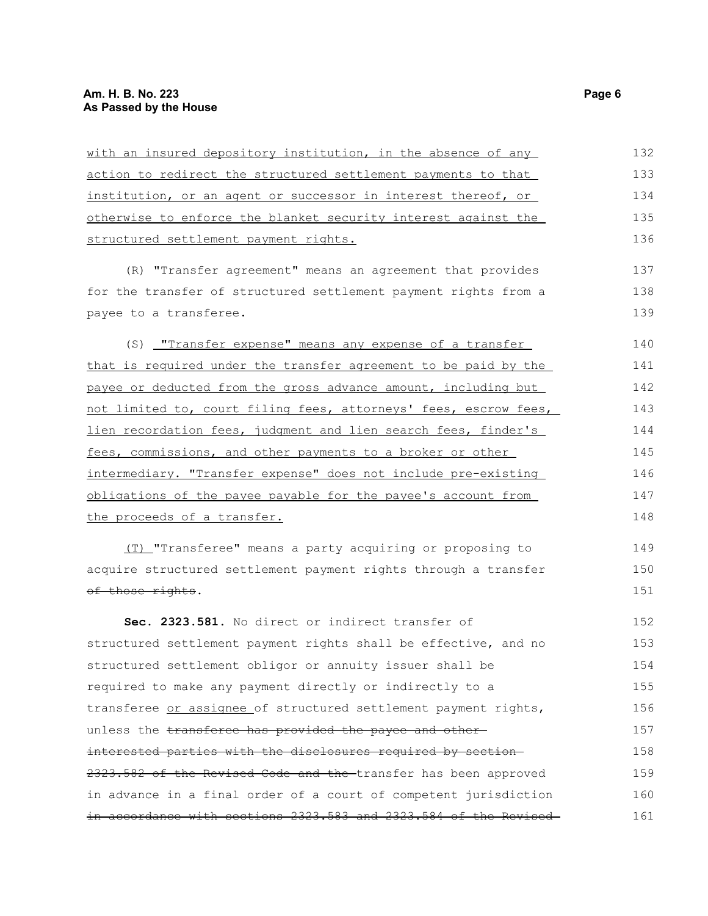with an insured depository institution, in the absence of any action to redirect the structured settlement payments to that institution, or an agent or successor in interest thereof, or otherwise to enforce the blanket security interest against the structured settlement payment rights.

(R) "Transfer agreement" means an agreement that provides for the transfer of structured settlement payment rights from a payee to a transferee.

(S) "Transfer expense" means any expense of a transfer that is required under the transfer agreement to be paid by the payee or deducted from the gross advance amount, including but not limited to, court filing fees, attorneys' fees, escrow fees, lien recordation fees, judgment and lien search fees, finder's fees, commissions, and other payments to a broker or other intermediary. "Transfer expense" does not include pre-existing obligations of the payee payable for the payee's account from the proceeds of a transfer.

(T) "Transferee" means a party acquiring or proposing to acquire structured settlement payment rights through a transfer ~~of those rights~~.

**Sec. 2323.581.** No direct or indirect transfer of structured settlement payment rights shall be effective, and no structured settlement obligor or annuity issuer shall be required to make any payment directly or indirectly to a transferee or assignee of structured settlement payment rights, unless the ~~transferee has provided the payee and other interested parties with the disclosures required by section 2323.582 of the Revised Code and the~~ transfer has been approved in advance in a final order of a court of competent jurisdiction ~~in accordance with sections 2323.583 and 2323.584 of the Revised~~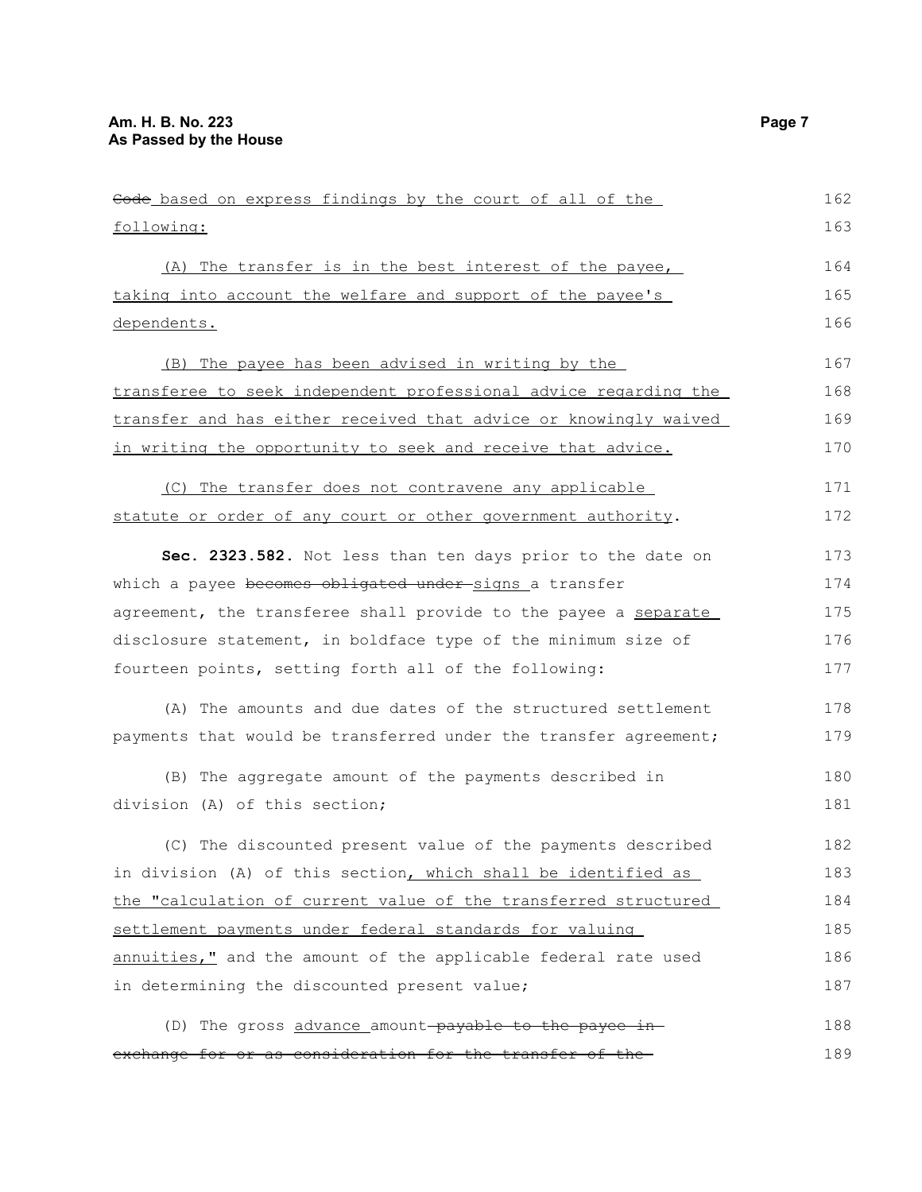~~Code~~ based on express findings by the court of all of the following:

(A) The transfer is in the best interest of the payee, taking into account the welfare and support of the payee's dependents.

(B) The payee has been advised in writing by the transferee to seek independent professional advice regarding the transfer and has either received that advice or knowingly waived in writing the opportunity to seek and receive that advice.

(C) The transfer does not contravene any applicable statute or order of any court or other government authority.

**Sec. 2323.582.** Not less than ten days prior to the date on which a payee ~~becomes obligated under~~ signs a transfer agreement, the transferee shall provide to the payee a separate disclosure statement, in boldface type of the minimum size of fourteen points, setting forth all of the following:

(A) The amounts and due dates of the structured settlement payments that would be transferred under the transfer agreement;

(B) The aggregate amount of the payments described in division (A) of this section;

(C) The discounted present value of the payments described in division (A) of this section, which shall be identified as the "calculation of current value of the transferred structured settlement payments under federal standards for valuing annuities," and the amount of the applicable federal rate used in determining the discounted present value;

(D) The gross advance amount ~~payable to the payee in exchange for or as consideration for the transfer of the~~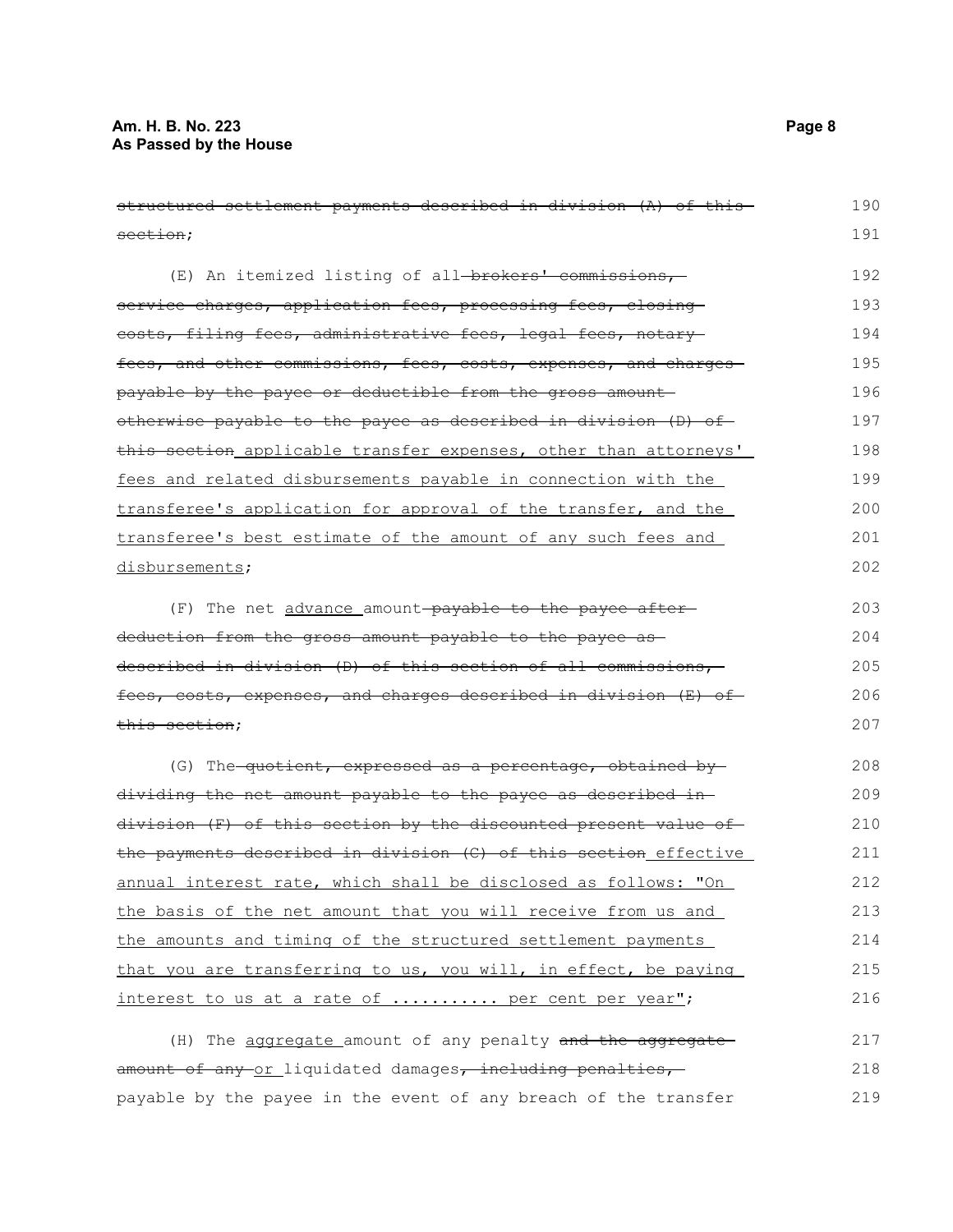~~structured settlement payments described in division (A) of this section~~;

(E) An itemized listing of all ~~brokers' commissions, service charges, application fees, processing fees, closing costs, filing fees, administrative fees, legal fees, notary fees, and other commissions, fees, costs, expenses, and charges payable by the payee or deductible from the gross amount otherwise payable to the payee as described in division (D) of this section~~ <u>applicable transfer expenses, other than attorneys' fees and related disbursements payable in connection with the transferee's application for approval of the transfer, and the transferee's best estimate of the amount of any such fees and disbursements</u>;

(F) The net <u>advance</u> amount ~~payable to the payee after deduction from the gross amount payable to the payee as described in division (D) of this section of all commissions, fees, costs, expenses, and charges described in division (E) of this section~~;

(G) The ~~quotient, expressed as a percentage, obtained by dividing the net amount payable to the payee as described in division (F) of this section by the discounted present value of the payments described in division (C) of this section~~ <u>effective annual interest rate, which shall be disclosed as follows: "On the basis of the net amount that you will receive from us and the amounts and timing of the structured settlement payments that you are transferring to us, you will, in effect, be paying interest to us at a rate of .......... per cent per year"</u>;

(H) The <u>aggregate</u> amount of any penalty ~~and the aggregate amount of any~~ <u>or</u> liquidated damages~~, including penalties,~~ payable by the payee in the event of any breach of the transfer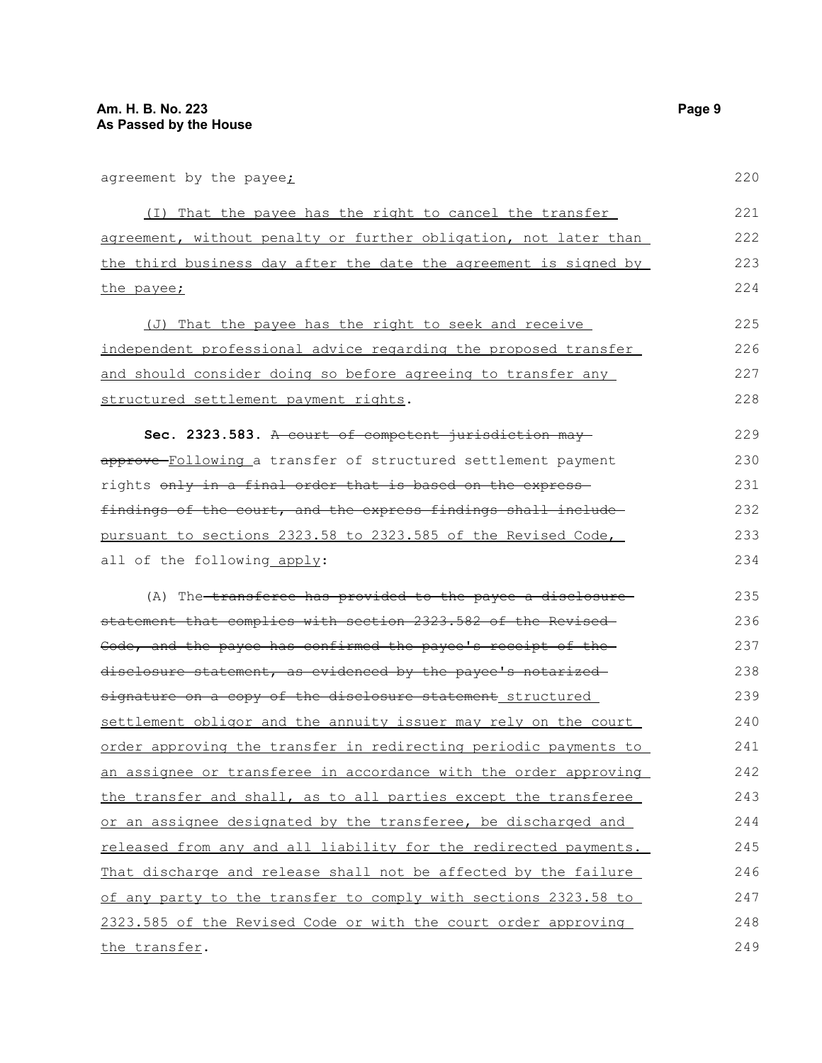agreement by the payee;

(I) That the payee has the right to cancel the transfer agreement, without penalty or further obligation, not later than the third business day after the date the agreement is signed by the payee;

(J) That the payee has the right to seek and receive independent professional advice regarding the proposed transfer and should consider doing so before agreeing to transfer any structured settlement payment rights.

**Sec. 2323.583.** ~~A court of competent jurisdiction may approve~~ Following a transfer of structured settlement payment rights ~~only in a final order that is based on the express findings of the court, and the express findings shall include~~ pursuant to sections 2323.58 to 2323.585 of the Revised Code, all of the following apply:

(A) The ~~transferee has provided to the payee a disclosure statement that complies with section 2323.582 of the Revised Code, and the payee has confirmed the payee's receipt of the disclosure statement, as evidenced by the payee's notarized signature on a copy of the disclosure statement~~ structured settlement obligor and the annuity issuer may rely on the court order approving the transfer in redirecting periodic payments to an assignee or transferee in accordance with the order approving the transfer and shall, as to all parties except the transferee or an assignee designated by the transferee, be discharged and released from any and all liability for the redirected payments. That discharge and release shall not be affected by the failure of any party to the transfer to comply with sections 2323.58 to 2323.585 of the Revised Code or with the court order approving the transfer.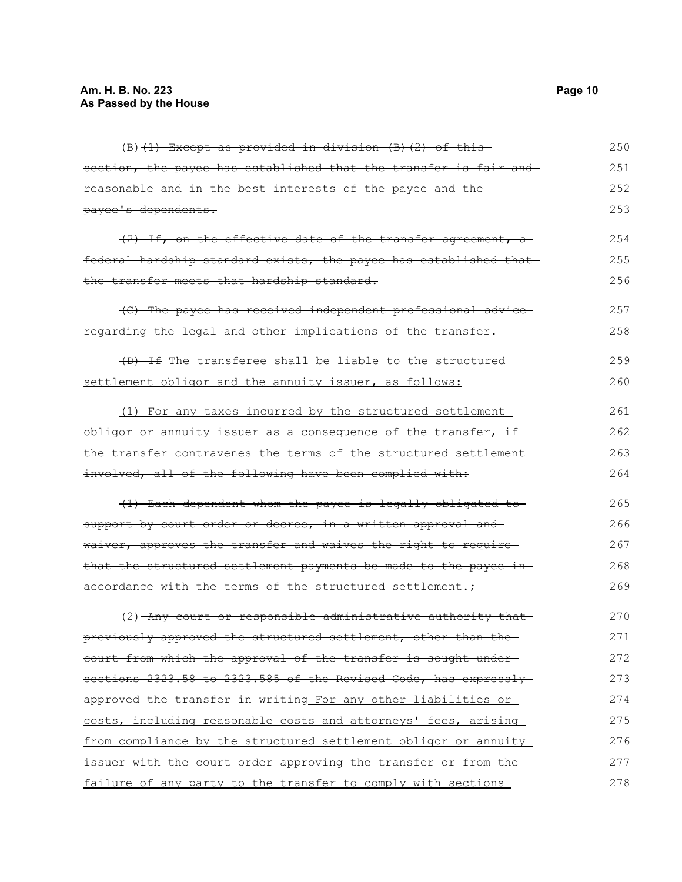(B) ~~(1) Except as provided in division (B)(2) of this section, the payee has established that the transfer is fair and reasonable and in the best interests of the payee and the payee's dependents.~~

~~(2) If, on the effective date of the transfer agreement, a federal hardship standard exists, the payee has established that the transfer meets that hardship standard.~~

~~(C) The payee has received independent professional advice regarding the legal and other implications of the transfer.~~

~~(D) If~~ The transferee shall be liable to the structured settlement obligor and the annuity issuer, as follows:

(1) For any taxes incurred by the structured settlement obligor or annuity issuer as a consequence of the transfer, if the transfer contravenes the terms of the structured settlement ~~involved, all of the following have been complied with:~~

~~(1) Each dependent whom the payee is legally obligated to support by court order or decree, in a written approval and waiver, approves the transfer and waives the right to require that the structured settlement payments be made to the payee in accordance with the terms of the structured settlement.~~;

(2) ~~Any court or responsible administrative authority that previously approved the structured settlement, other than the court from which the approval of the transfer is sought under sections 2323.58 to 2323.585 of the Revised Code, has expressly approved the transfer in writing~~ For any other liabilities or costs, including reasonable costs and attorneys' fees, arising from compliance by the structured settlement obligor or annuity issuer with the court order approving the transfer or from the failure of any party to the transfer to comply with sections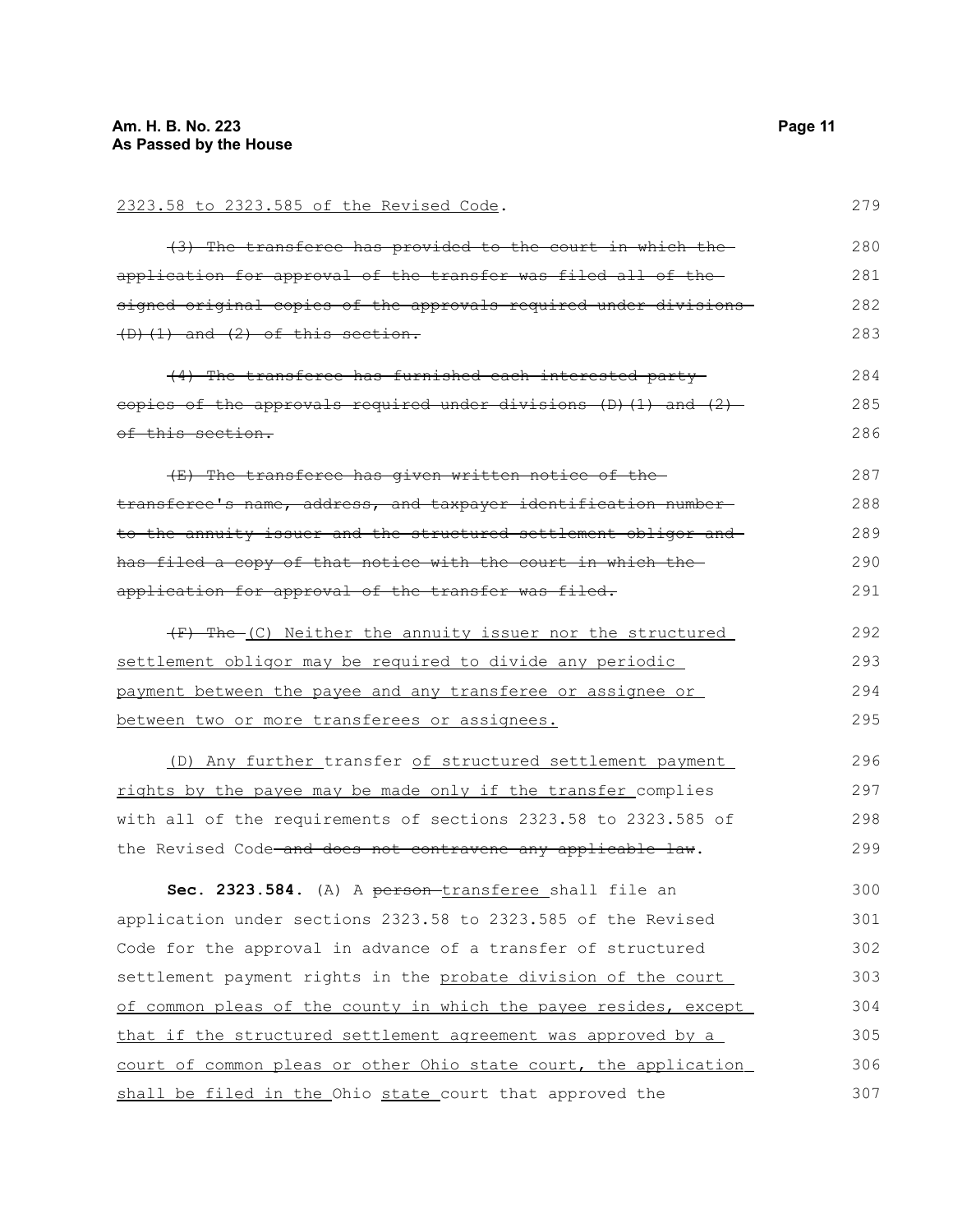2323.58 to 2323.585 of the Revised Code.

~~(3) The transferee has provided to the court in which the application for approval of the transfer was filed all of the signed original copies of the approvals required under divisions (D)(1) and (2) of this section.~~

~~(4) The transferee has furnished each interested party copies of the approvals required under divisions (D)(1) and (2) of this section.~~

~~(E) The transferee has given written notice of the transferee's name, address, and taxpayer identification number to the annuity issuer and the structured settlement obligor and has filed a copy of that notice with the court in which the application for approval of the transfer was filed.~~

~~(F) The~~ <u>(C) Neither the annuity issuer nor the structured settlement obligor may be required to divide any periodic payment between the payee and any transferee or assignee or between two or more transferees or assignees.</u>

<u>(D) Any further</u> transfer <u>of structured settlement payment rights by the payee may be made only if the transfer</u> complies with all of the requirements of sections 2323.58 to 2323.585 of the Revised Code ~~and does not contravene any applicable law~~.

**Sec. 2323.584.** (A) A ~~person~~ <u>transferee</u> shall file an application under sections 2323.58 to 2323.585 of the Revised Code for the approval in advance of a transfer of structured settlement payment rights in the <u>probate division of the court of common pleas of the county in which the payee resides, except that if the structured settlement agreement was approved by a court of common pleas or other Ohio state court, the application shall be filed in the</u> Ohio <u>state</u> court that approved the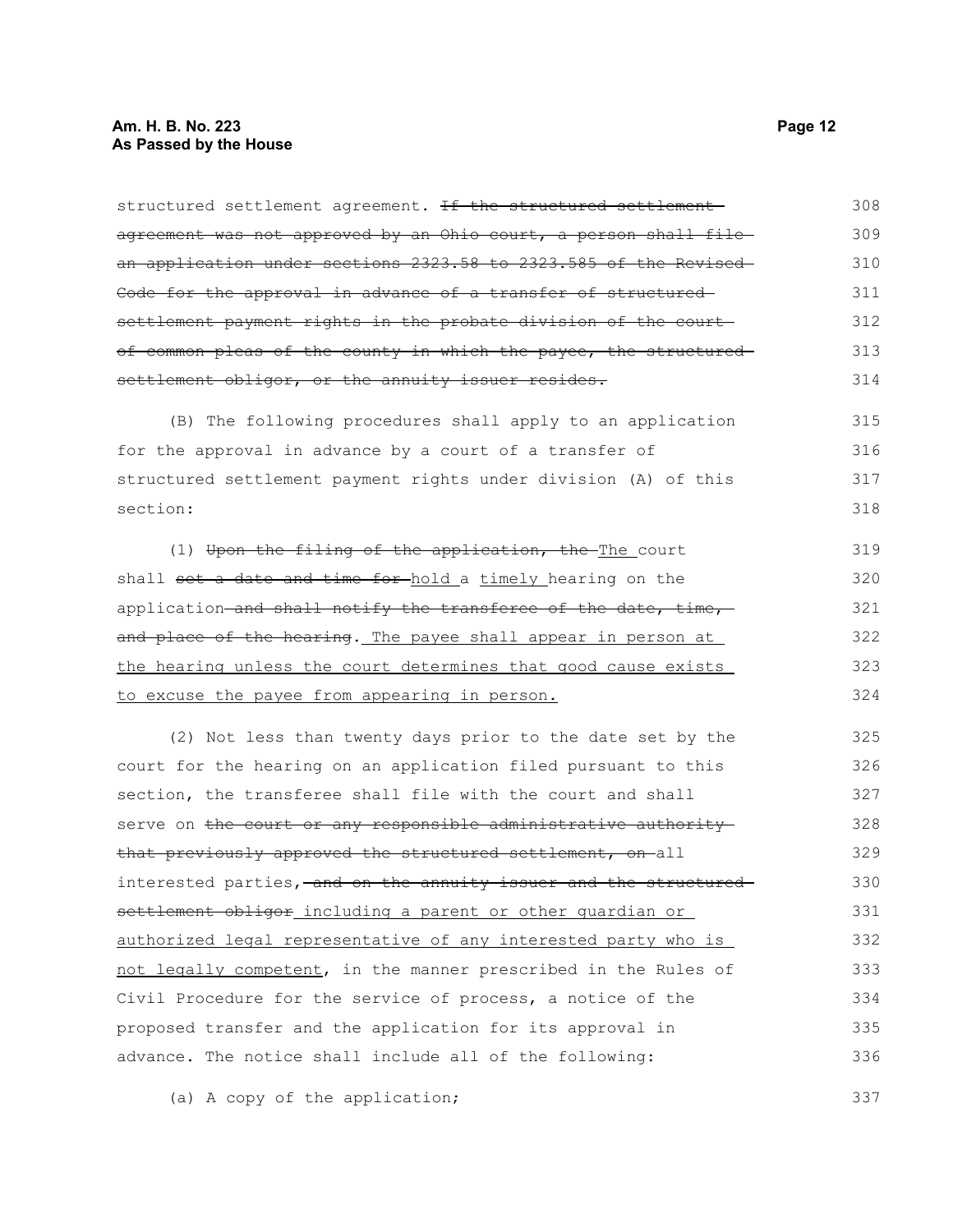structured settlement agreement. ~~If the structured settlement agreement was not approved by an Ohio court, a person shall file an application under sections 2323.58 to 2323.585 of the Revised Code for the approval in advance of a transfer of structured settlement payment rights in the probate division of the court of common pleas of the county in which the payee, the structured settlement obligor, or the annuity issuer resides.~~

(B) The following procedures shall apply to an application for the approval in advance by a court of a transfer of structured settlement payment rights under division (A) of this section:

(1) ~~Upon the filing of the application, the~~ <u>The</u> court shall ~~set a date and time for~~ <u>hold</u> a <u>timely</u> hearing on the application ~~and shall notify the transferee of the date, time, and place of the hearing~~. <u>The payee shall appear in person at the hearing unless the court determines that good cause exists to excuse the payee from appearing in person.</u>

(2) Not less than twenty days prior to the date set by the court for the hearing on an application filed pursuant to this section, the transferee shall file with the court and shall serve on ~~the court or any responsible administrative authority that previously approved the structured settlement, on~~ all interested parties, ~~and on the annuity issuer and the structured settlement obligor~~ <u>including a parent or other guardian or authorized legal representative of any interested party who is not legally competent</u>, in the manner prescribed in the Rules of Civil Procedure for the service of process, a notice of the proposed transfer and the application for its approval in advance. The notice shall include all of the following:

(a) A copy of the application;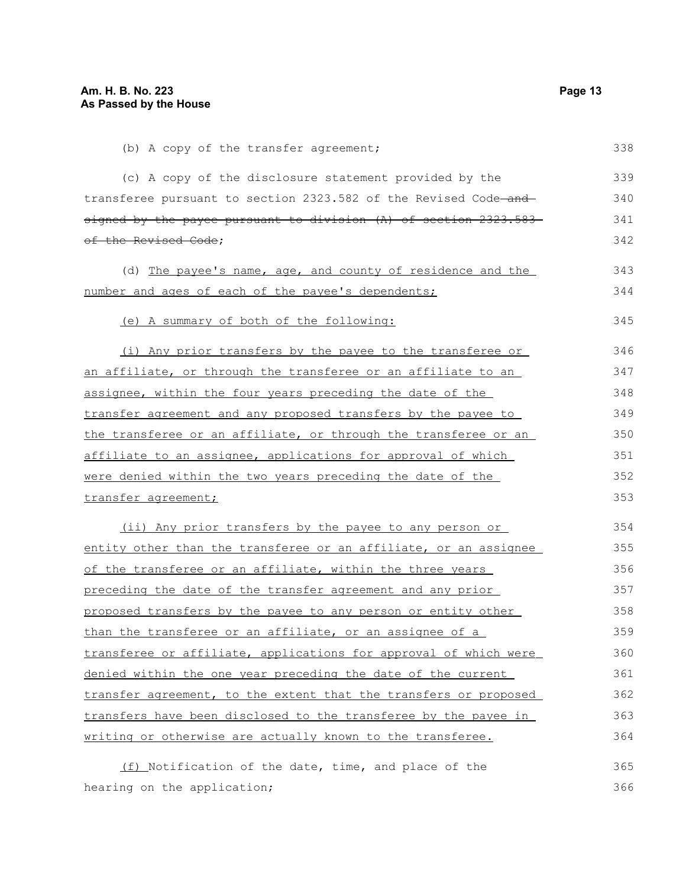(b) A copy of the transfer agreement;

(c) A copy of the disclosure statement provided by the transferee pursuant to section 2323.582 of the Revised Code ~~and signed by the payee pursuant to division (A) of section 2323.583 of the Revised Code~~;

(d) The payee's name, age, and county of residence and the number and ages of each of the payee's dependents;

(e) A summary of both of the following:

(i) Any prior transfers by the payee to the transferee or an affiliate, or through the transferee or an affiliate to an assignee, within the four years preceding the date of the transfer agreement and any proposed transfers by the payee to the transferee or an affiliate, or through the transferee or an affiliate to an assignee, applications for approval of which were denied within the two years preceding the date of the transfer agreement;

(ii) Any prior transfers by the payee to any person or entity other than the transferee or an affiliate, or an assignee of the transferee or an affiliate, within the three years preceding the date of the transfer agreement and any prior proposed transfers by the payee to any person or entity other than the transferee or an affiliate, or an assignee of a transferee or affiliate, applications for approval of which were denied within the one year preceding the date of the current transfer agreement, to the extent that the transfers or proposed transfers have been disclosed to the transferee by the payee in writing or otherwise are actually known to the transferee.

(f) Notification of the date, time, and place of the hearing on the application;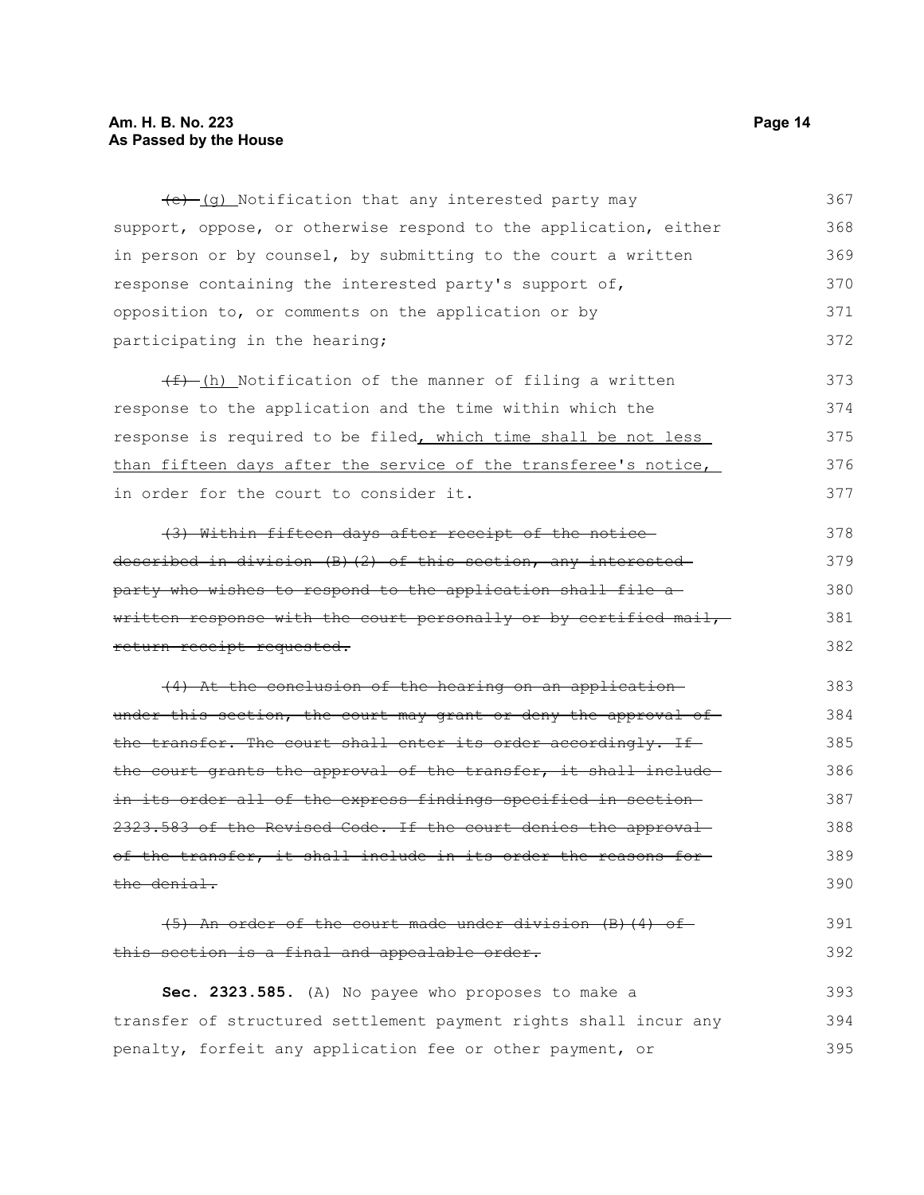~~(e)~~ (g) Notification that any interested party may support, oppose, or otherwise respond to the application, either in person or by counsel, by submitting to the court a written response containing the interested party's support of, opposition to, or comments on the application or by participating in the hearing;

~~(f)~~ (h) Notification of the manner of filing a written response to the application and the time within which the response is required to be filed, which time shall be not less than fifteen days after the service of the transferee's notice, in order for the court to consider it.

~~(3) Within fifteen days after receipt of the notice described in division (B)(2) of this section, any interested party who wishes to respond to the application shall file a written response with the court personally or by certified mail, return receipt requested.~~

~~(4) At the conclusion of the hearing on an application under this section, the court may grant or deny the approval of the transfer. The court shall enter its order accordingly. If the court grants the approval of the transfer, it shall include in its order all of the express findings specified in section 2323.583 of the Revised Code. If the court denies the approval of the transfer, it shall include in its order the reasons for the denial.~~

~~(5) An order of the court made under division (B)(4) of this section is a final and appealable order.~~

**Sec. 2323.585.** (A) No payee who proposes to make a transfer of structured settlement payment rights shall incur any penalty, forfeit any application fee or other payment, or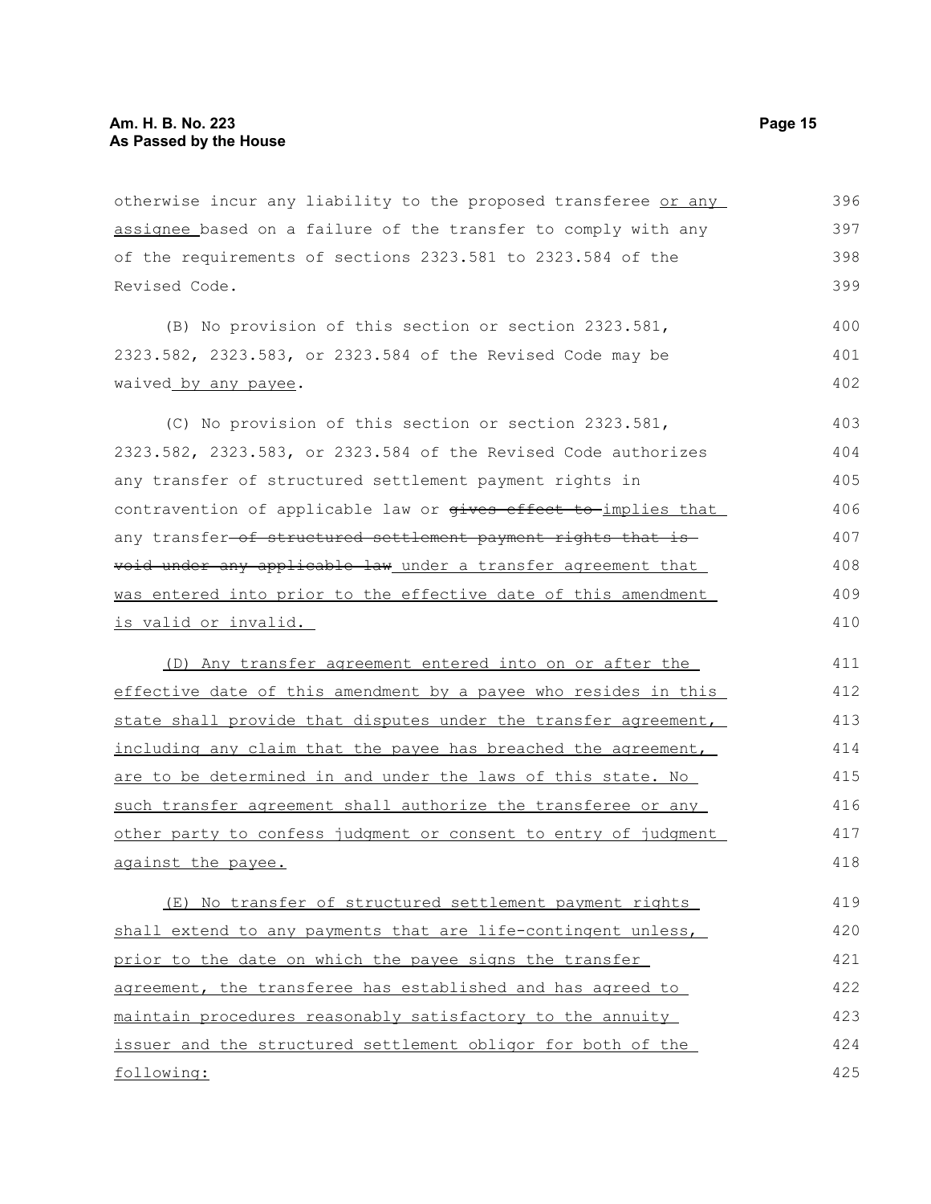otherwise incur any liability to the proposed transferee <u>or any assignee</u> based on a failure of the transfer to comply with any of the requirements of sections 2323.581 to 2323.584 of the Revised Code.

(B) No provision of this section or section 2323.581, 2323.582, 2323.583, or 2323.584 of the Revised Code may be waived <u>by any payee</u>.

(C) No provision of this section or section 2323.581, 2323.582, 2323.583, or 2323.584 of the Revised Code authorizes any transfer of structured settlement payment rights in contravention of applicable law or ~~gives effect to~~ <u>implies that</u> any transfer ~~of structured settlement payment rights that is void under any applicable law~~ <u>under a transfer agreement that was entered into prior to the effective date of this amendment is valid or invalid.</u>

<u>(D) Any transfer agreement entered into on or after the effective date of this amendment by a payee who resides in this state shall provide that disputes under the transfer agreement, including any claim that the payee has breached the agreement, are to be determined in and under the laws of this state. No such transfer agreement shall authorize the transferee or any other party to confess judgment or consent to entry of judgment against the payee.</u>

<u>(E) No transfer of structured settlement payment rights shall extend to any payments that are life-contingent unless, prior to the date on which the payee signs the transfer agreement, the transferee has established and has agreed to maintain procedures reasonably satisfactory to the annuity issuer and the structured settlement obligor for both of the following:</u>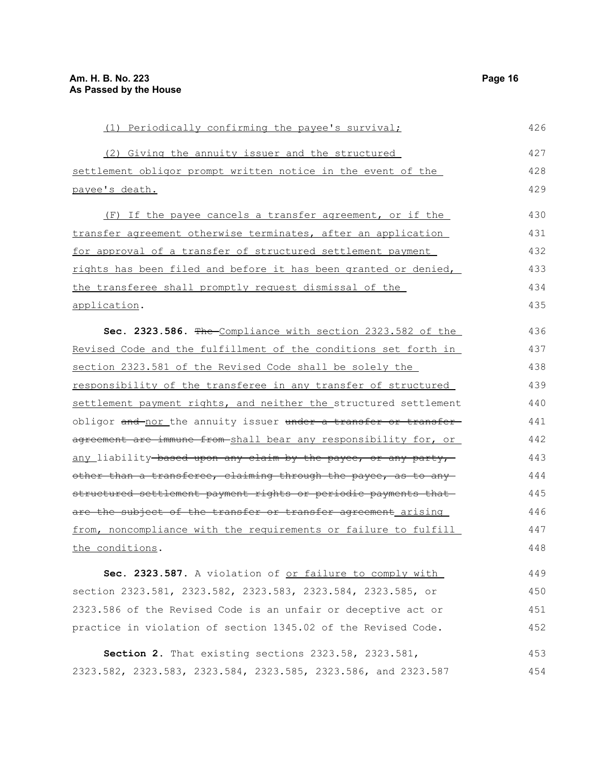(1) Periodically confirming the payee's survival;

(2) Giving the annuity issuer and the structured settlement obligor prompt written notice in the event of the payee's death.

(F) If the payee cancels a transfer agreement, or if the transfer agreement otherwise terminates, after an application for approval of a transfer of structured settlement payment rights has been filed and before it has been granted or denied, the transferee shall promptly request dismissal of the application.

**Sec. 2323.586.** ~~The~~ Compliance with section 2323.582 of the Revised Code and the fulfillment of the conditions set forth in section 2323.581 of the Revised Code shall be solely the responsibility of the transferee in any transfer of structured settlement payment rights, and neither the structured settlement obligor ~~and~~ nor the annuity issuer ~~under a transfer or transfer agreement are immune from~~ shall bear any responsibility for, or any liability ~~based upon any claim by the payee, or any party, other than a transferee, claiming through the payee, as to any structured settlement payment rights or periodic payments that are the subject of the transfer or transfer agreement~~ arising from, noncompliance with the requirements or failure to fulfill the conditions.

**Sec. 2323.587.** A violation of or failure to comply with section 2323.581, 2323.582, 2323.583, 2323.584, 2323.585, or 2323.586 of the Revised Code is an unfair or deceptive act or practice in violation of section 1345.02 of the Revised Code.

**Section 2.** That existing sections 2323.58, 2323.581, 2323.582, 2323.583, 2323.584, 2323.585, 2323.586, and 2323.587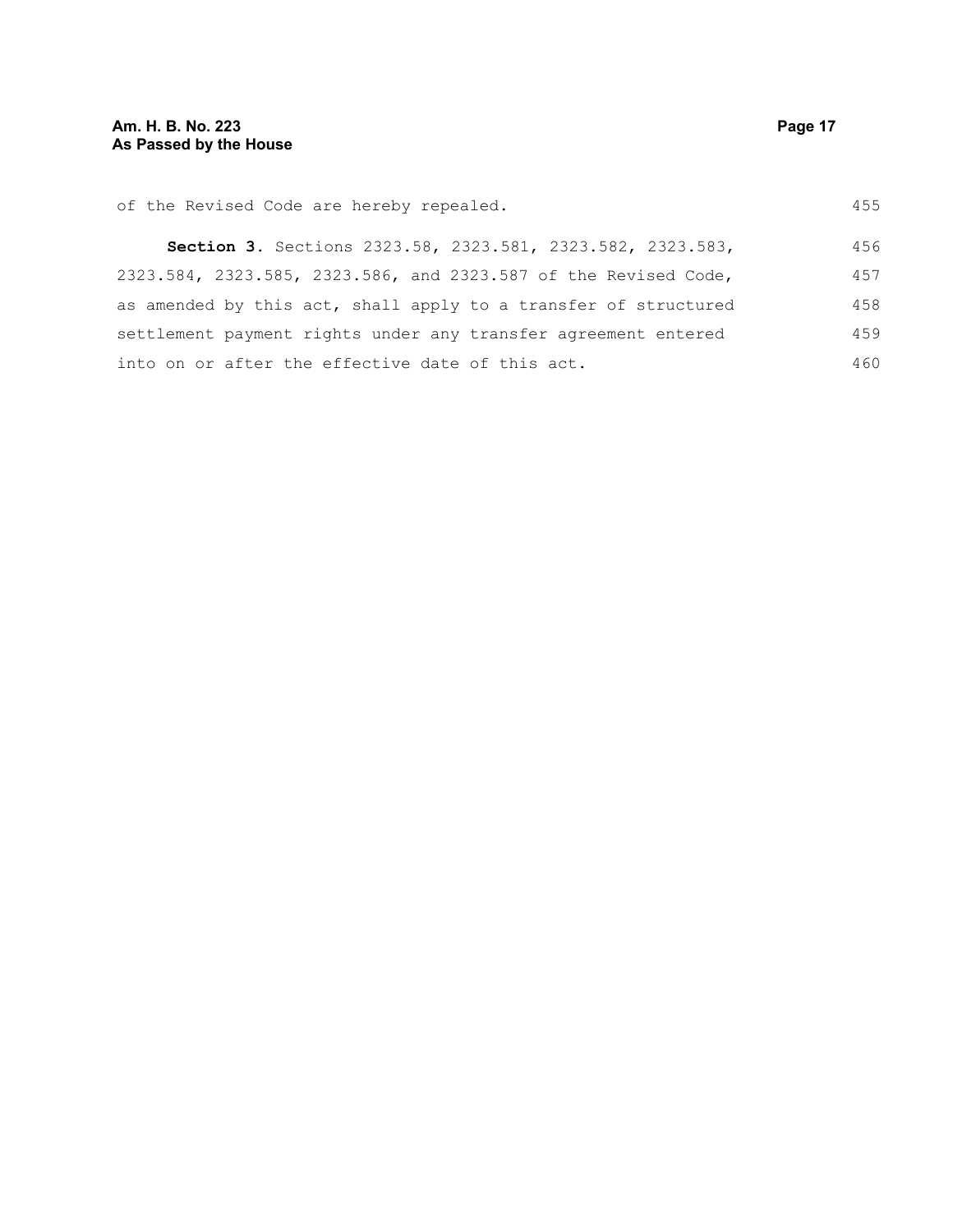of the Revised Code are hereby repealed.

**Section 3.** Sections 2323.58, 2323.581, 2323.582, 2323.583, 2323.584, 2323.585, 2323.586, and 2323.587 of the Revised Code, as amended by this act, shall apply to a transfer of structured settlement payment rights under any transfer agreement entered into on or after the effective date of this act.